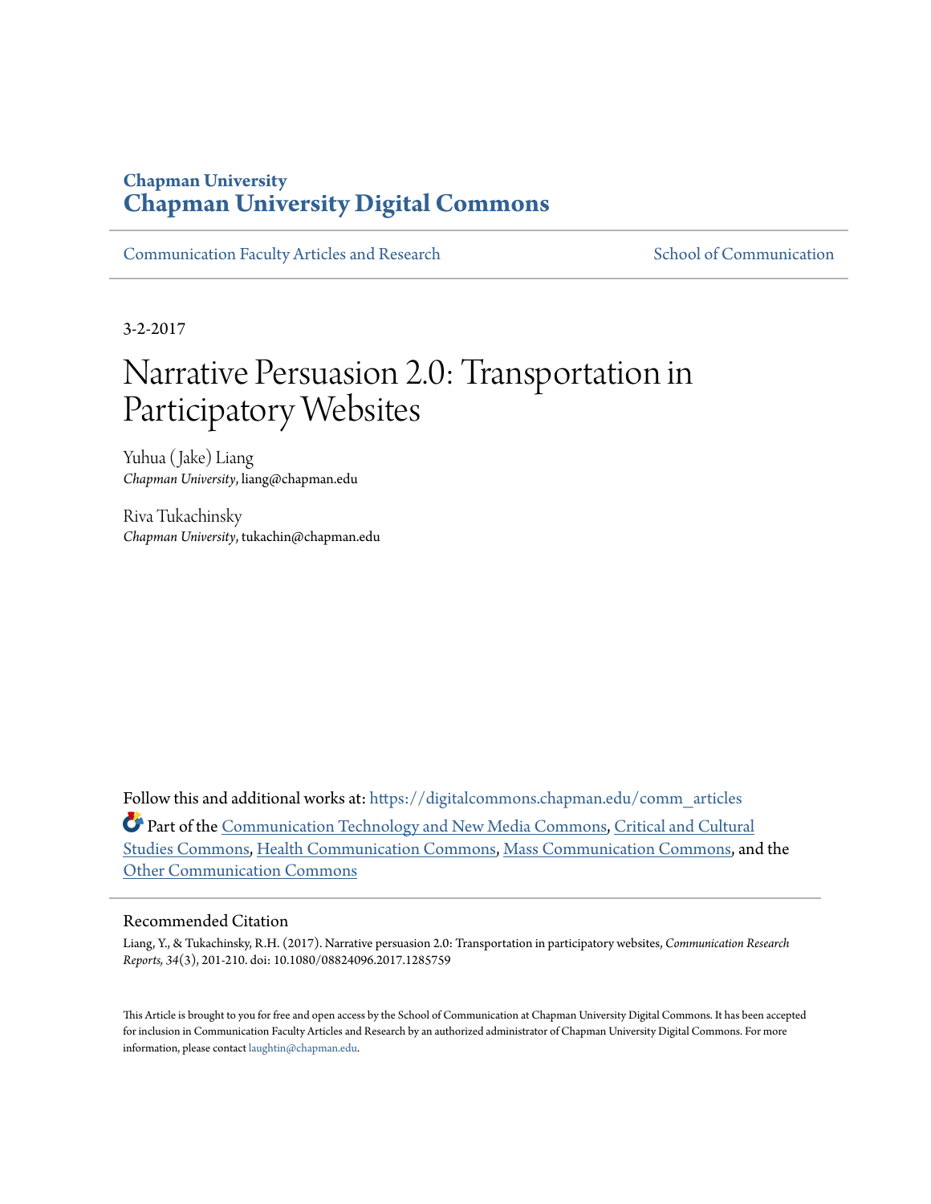# Chapman University
# Chapman University Digital Commons

Communication Faculty Articles and Research | School of Communication

3-2-2017

# Narrative Persuasion 2.0: Transportation in Participatory Websites

Yuhua (Jake) Liang
*Chapman University*, liang@chapman.edu

Riva Tukachinsky
*Chapman University*, tukachin@chapman.edu

Follow this and additional works at: https://digitalcommons.chapman.edu/comm_articles

Part of the Communication Technology and New Media Commons, Critical and Cultural Studies Commons, Health Communication Commons, Mass Communication Commons, and the Other Communication Commons

## Recommended Citation

Liang, Y., & Tukachinsky, R.H. (2017). Narrative persuasion 2.0: Transportation in participatory websites, *Communication Research Reports, 34*(3), 201-210. doi: 10.1080/08824096.2017.1285759

This Article is brought to you for free and open access by the School of Communication at Chapman University Digital Commons. It has been accepted for inclusion in Communication Faculty Articles and Research by an authorized administrator of Chapman University Digital Commons. For more information, please contact laughtin@chapman.edu.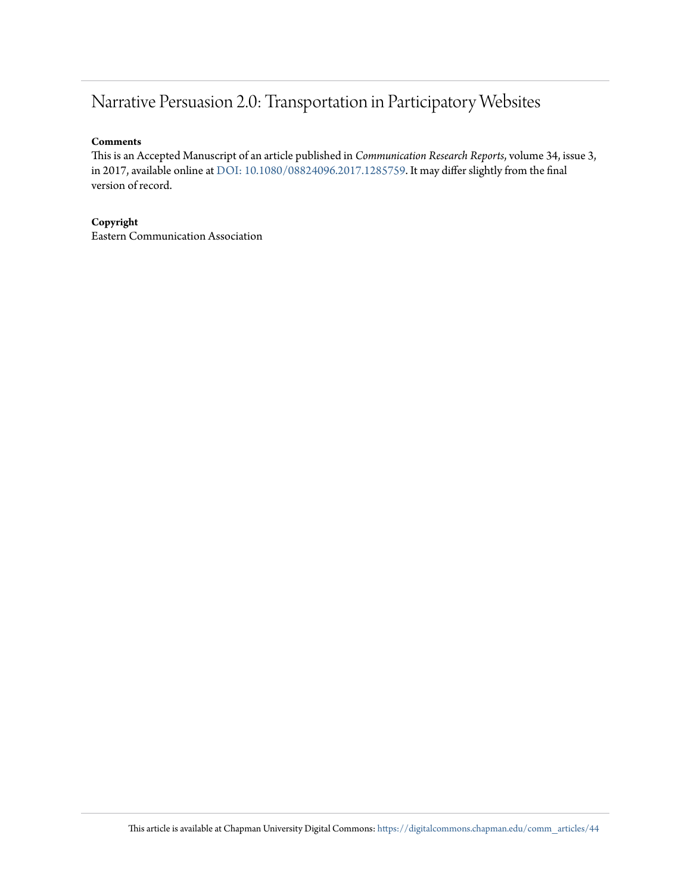# Narrative Persuasion 2.0: Transportation in Participatory Websites

**Comments**

This is an Accepted Manuscript of an article published in *Communication Research Reports*, volume 34, issue 3, in 2017, available online at DOI: 10.1080/08824096.2017.1285759. It may differ slightly from the final version of record.

**Copyright**

Eastern Communication Association

This article is available at Chapman University Digital Commons: https://digitalcommons.chapman.edu/comm_articles/44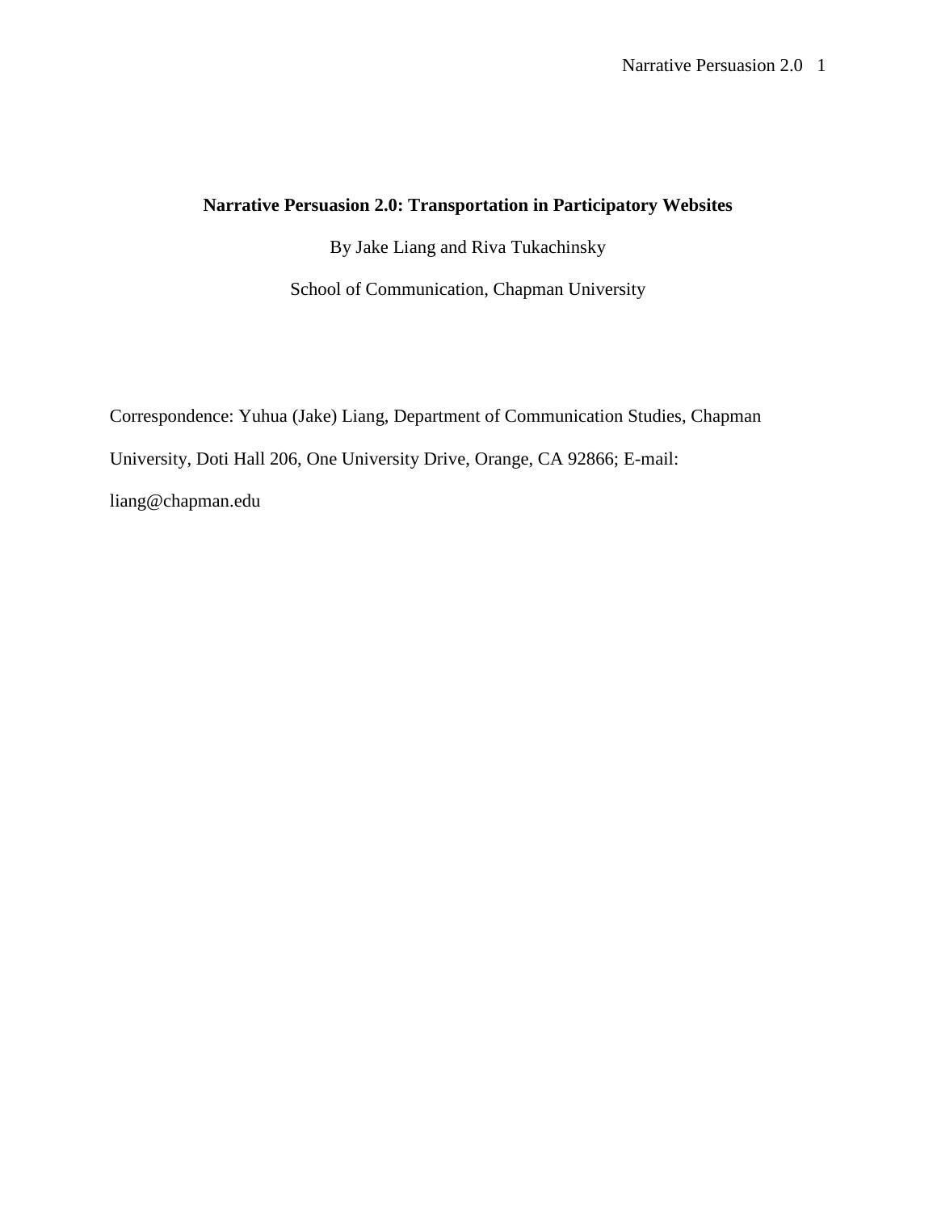# Narrative Persuasion 2.0: Transportation in Participatory Websites

By Jake Liang and Riva Tukachinsky

School of Communication, Chapman University

Correspondence: Yuhua (Jake) Liang, Department of Communication Studies, Chapman University, Doti Hall 206, One University Drive, Orange, CA 92866; E-mail: liang@chapman.edu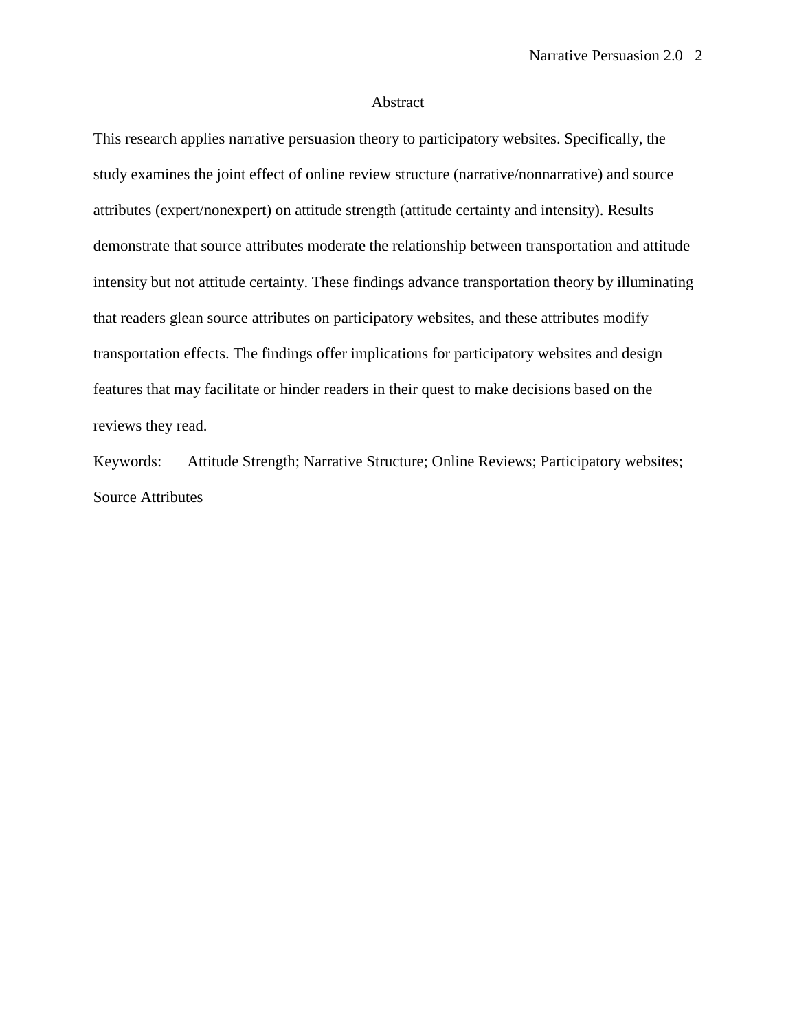# Abstract

This research applies narrative persuasion theory to participatory websites. Specifically, the study examines the joint effect of online review structure (narrative/nonnarrative) and source attributes (expert/nonexpert) on attitude strength (attitude certainty and intensity). Results demonstrate that source attributes moderate the relationship between transportation and attitude intensity but not attitude certainty. These findings advance transportation theory by illuminating that readers glean source attributes on participatory websites, and these attributes modify transportation effects. The findings offer implications for participatory websites and design features that may facilitate or hinder readers in their quest to make decisions based on the reviews they read.

Keywords: Attitude Strength; Narrative Structure; Online Reviews; Participatory websites; Source Attributes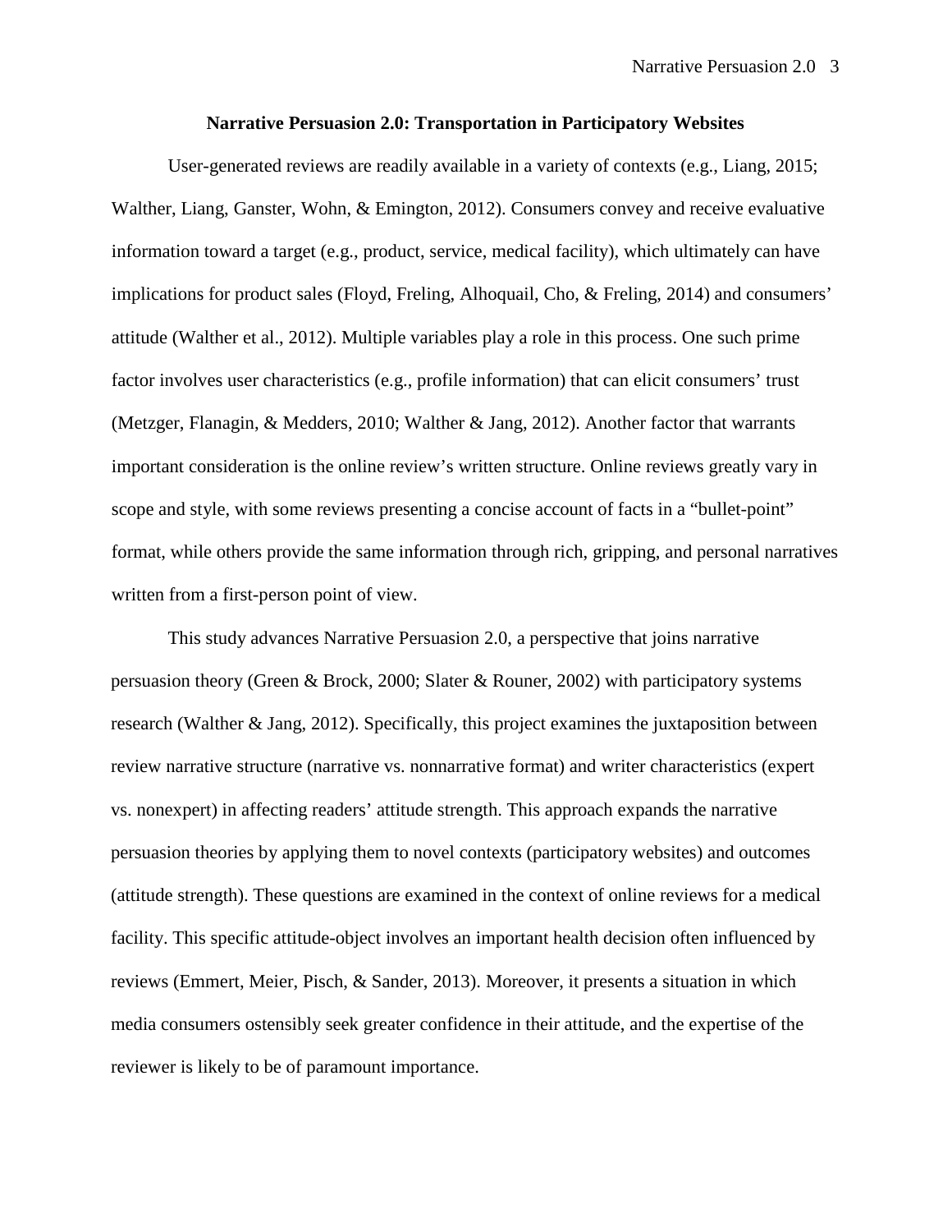# Narrative Persuasion 2.0: Transportation in Participatory Websites

User-generated reviews are readily available in a variety of contexts (e.g., Liang, 2015; Walther, Liang, Ganster, Wohn, & Emington, 2012). Consumers convey and receive evaluative information toward a target (e.g., product, service, medical facility), which ultimately can have implications for product sales (Floyd, Freling, Alhoquail, Cho, & Freling, 2014) and consumers' attitude (Walther et al., 2012). Multiple variables play a role in this process. One such prime factor involves user characteristics (e.g., profile information) that can elicit consumers' trust (Metzger, Flanagin, & Medders, 2010; Walther & Jang, 2012). Another factor that warrants important consideration is the online review's written structure. Online reviews greatly vary in scope and style, with some reviews presenting a concise account of facts in a "bullet-point" format, while others provide the same information through rich, gripping, and personal narratives written from a first-person point of view.

This study advances Narrative Persuasion 2.0, a perspective that joins narrative persuasion theory (Green & Brock, 2000; Slater & Rouner, 2002) with participatory systems research (Walther & Jang, 2012). Specifically, this project examines the juxtaposition between review narrative structure (narrative vs. nonnarrative format) and writer characteristics (expert vs. nonexpert) in affecting readers' attitude strength. This approach expands the narrative persuasion theories by applying them to novel contexts (participatory websites) and outcomes (attitude strength). These questions are examined in the context of online reviews for a medical facility. This specific attitude-object involves an important health decision often influenced by reviews (Emmert, Meier, Pisch, & Sander, 2013). Moreover, it presents a situation in which media consumers ostensibly seek greater confidence in their attitude, and the expertise of the reviewer is likely to be of paramount importance.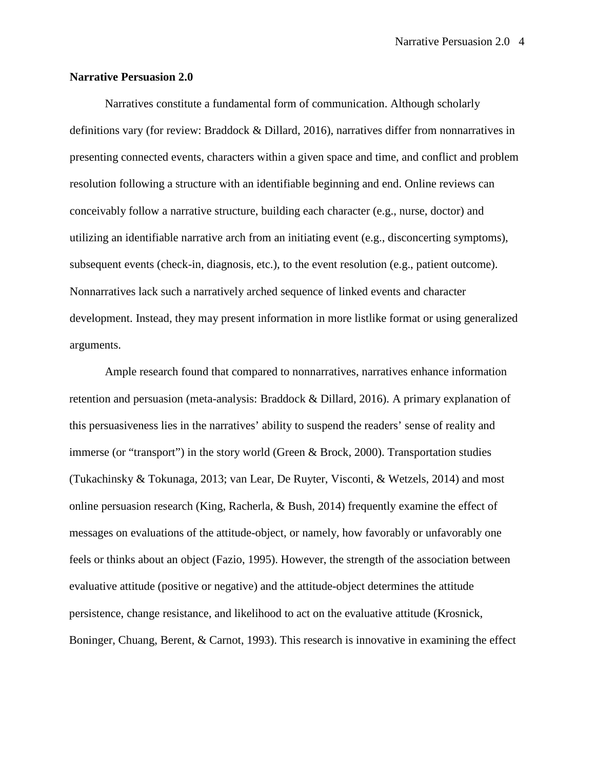## Narrative Persuasion 2.0

Narratives constitute a fundamental form of communication. Although scholarly definitions vary (for review: Braddock & Dillard, 2016), narratives differ from nonnarratives in presenting connected events, characters within a given space and time, and conflict and problem resolution following a structure with an identifiable beginning and end. Online reviews can conceivably follow a narrative structure, building each character (e.g., nurse, doctor) and utilizing an identifiable narrative arch from an initiating event (e.g., disconcerting symptoms), subsequent events (check-in, diagnosis, etc.), to the event resolution (e.g., patient outcome). Nonnarratives lack such a narratively arched sequence of linked events and character development. Instead, they may present information in more listlike format or using generalized arguments.

Ample research found that compared to nonnarratives, narratives enhance information retention and persuasion (meta-analysis: Braddock & Dillard, 2016). A primary explanation of this persuasiveness lies in the narratives' ability to suspend the readers' sense of reality and immerse (or "transport") in the story world (Green & Brock, 2000). Transportation studies (Tukachinsky & Tokunaga, 2013; van Lear, De Ruyter, Visconti, & Wetzels, 2014) and most online persuasion research (King, Racherla, & Bush, 2014) frequently examine the effect of messages on evaluations of the attitude-object, or namely, how favorably or unfavorably one feels or thinks about an object (Fazio, 1995). However, the strength of the association between evaluative attitude (positive or negative) and the attitude-object determines the attitude persistence, change resistance, and likelihood to act on the evaluative attitude (Krosnick, Boninger, Chuang, Berent, & Carnot, 1993). This research is innovative in examining the effect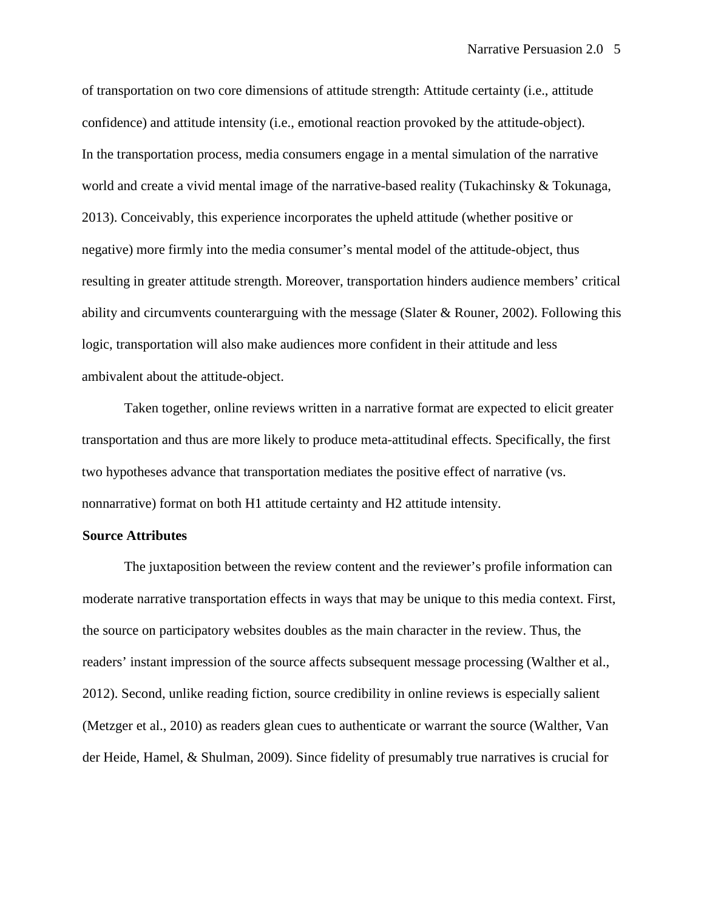of transportation on two core dimensions of attitude strength: Attitude certainty (i.e., attitude confidence) and attitude intensity (i.e., emotional reaction provoked by the attitude-object). In the transportation process, media consumers engage in a mental simulation of the narrative world and create a vivid mental image of the narrative-based reality (Tukachinsky & Tokunaga, 2013). Conceivably, this experience incorporates the upheld attitude (whether positive or negative) more firmly into the media consumer's mental model of the attitude-object, thus resulting in greater attitude strength. Moreover, transportation hinders audience members' critical ability and circumvents counterarguing with the message (Slater & Rouner, 2002). Following this logic, transportation will also make audiences more confident in their attitude and less ambivalent about the attitude-object.

Taken together, online reviews written in a narrative format are expected to elicit greater transportation and thus are more likely to produce meta-attitudinal effects. Specifically, the first two hypotheses advance that transportation mediates the positive effect of narrative (vs. nonnarrative) format on both H1 attitude certainty and H2 attitude intensity.

**Source Attributes**

The juxtaposition between the review content and the reviewer's profile information can moderate narrative transportation effects in ways that may be unique to this media context. First, the source on participatory websites doubles as the main character in the review. Thus, the readers' instant impression of the source affects subsequent message processing (Walther et al., 2012). Second, unlike reading fiction, source credibility in online reviews is especially salient (Metzger et al., 2010) as readers glean cues to authenticate or warrant the source (Walther, Van der Heide, Hamel, & Shulman, 2009). Since fidelity of presumably true narratives is crucial for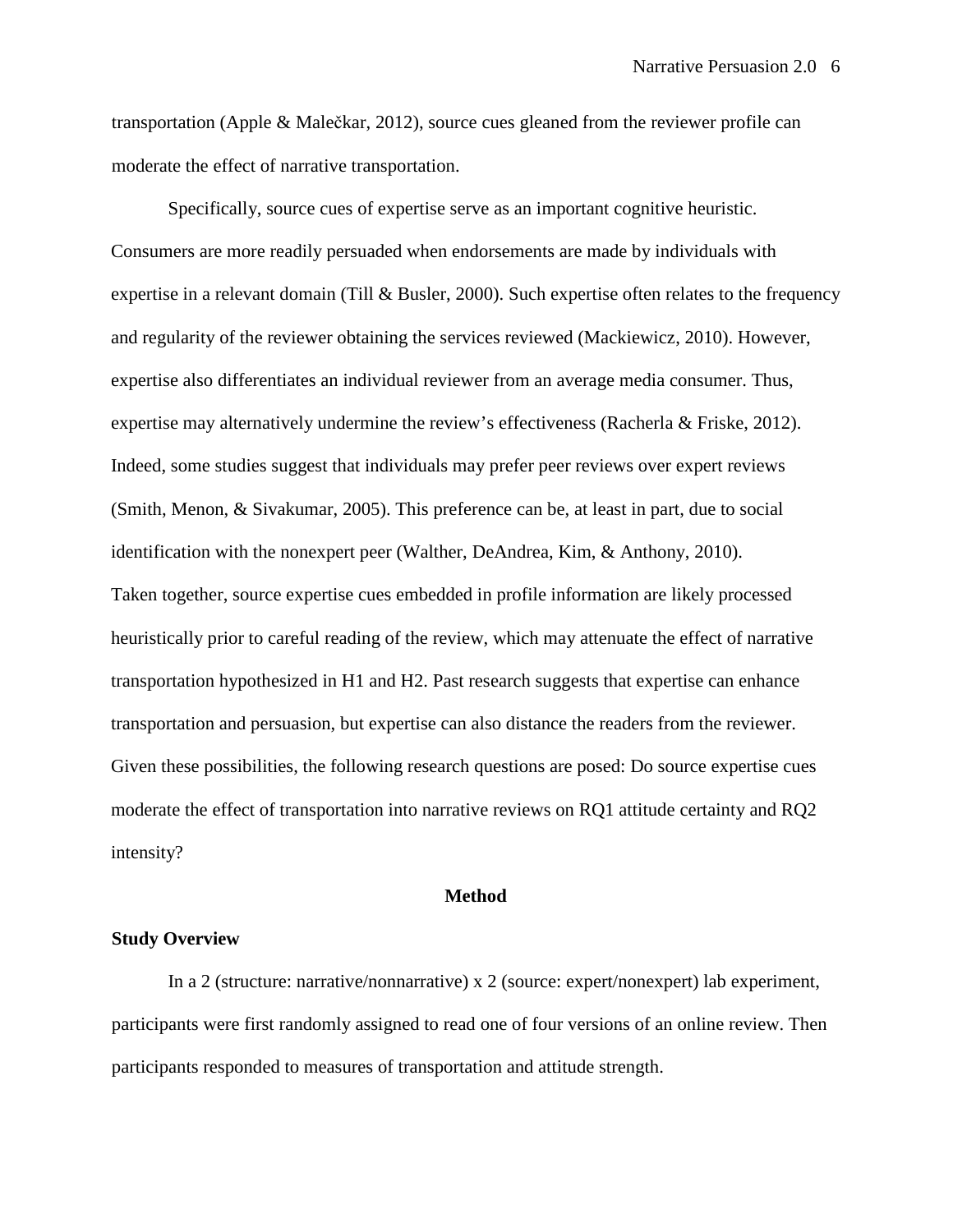transportation (Apple & Malečkar, 2012), source cues gleaned from the reviewer profile can moderate the effect of narrative transportation.

Specifically, source cues of expertise serve as an important cognitive heuristic. Consumers are more readily persuaded when endorsements are made by individuals with expertise in a relevant domain (Till & Busler, 2000). Such expertise often relates to the frequency and regularity of the reviewer obtaining the services reviewed (Mackiewicz, 2010). However, expertise also differentiates an individual reviewer from an average media consumer. Thus, expertise may alternatively undermine the review's effectiveness (Racherla & Friske, 2012). Indeed, some studies suggest that individuals may prefer peer reviews over expert reviews (Smith, Menon, & Sivakumar, 2005). This preference can be, at least in part, due to social identification with the nonexpert peer (Walther, DeAndrea, Kim, & Anthony, 2010).

Taken together, source expertise cues embedded in profile information are likely processed heuristically prior to careful reading of the review, which may attenuate the effect of narrative transportation hypothesized in H1 and H2. Past research suggests that expertise can enhance transportation and persuasion, but expertise can also distance the readers from the reviewer. Given these possibilities, the following research questions are posed: Do source expertise cues moderate the effect of transportation into narrative reviews on RQ1 attitude certainty and RQ2 intensity?

## Method

### Study Overview

In a 2 (structure: narrative/nonnarrative) x 2 (source: expert/nonexpert) lab experiment, participants were first randomly assigned to read one of four versions of an online review. Then participants responded to measures of transportation and attitude strength.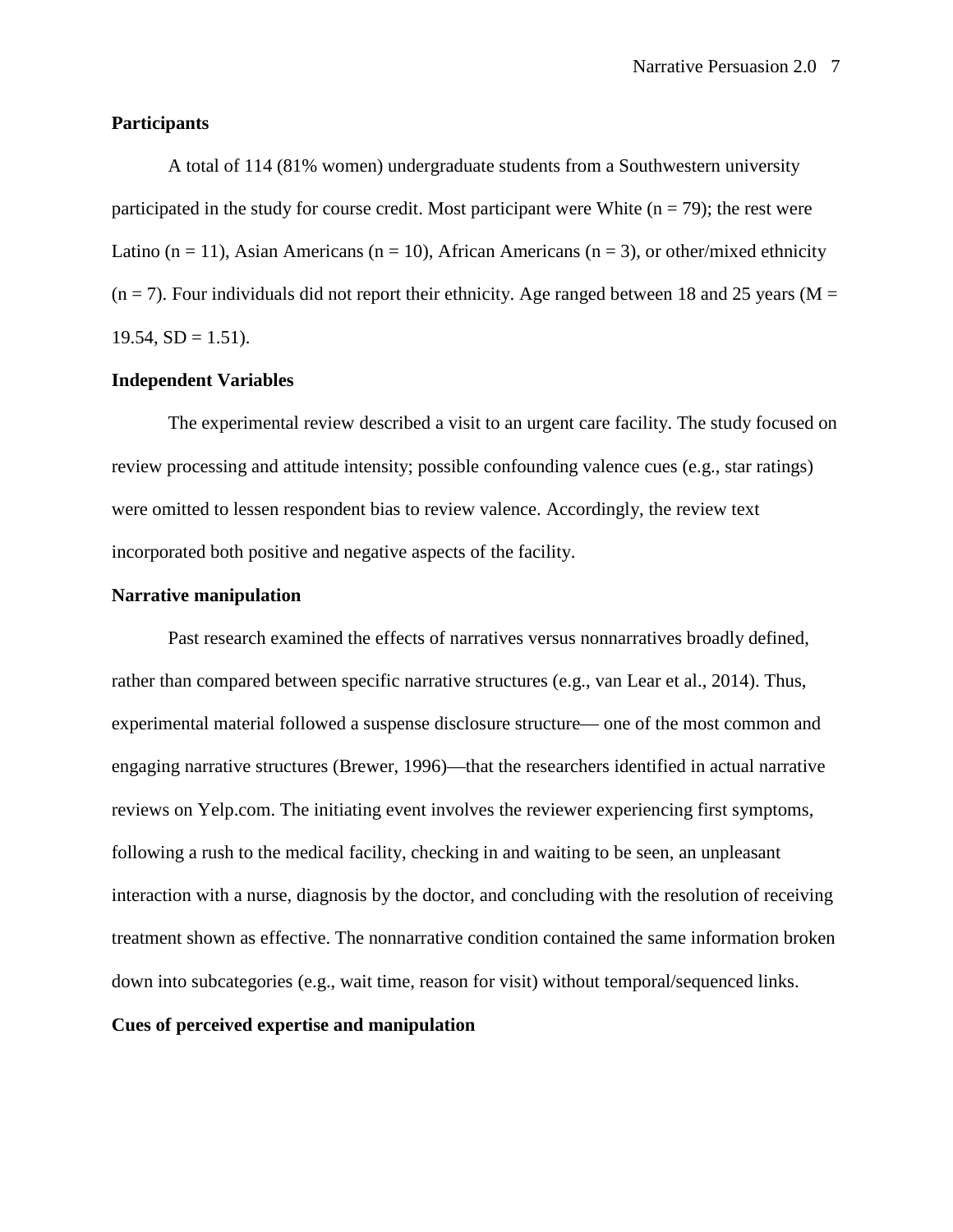**Participants**

A total of 114 (81% women) undergraduate students from a Southwestern university participated in the study for course credit. Most participant were White (n = 79); the rest were Latino (n = 11), Asian Americans (n = 10), African Americans (n = 3), or other/mixed ethnicity (n = 7). Four individuals did not report their ethnicity. Age ranged between 18 and 25 years (M = 19.54, SD = 1.51).

**Independent Variables**

The experimental review described a visit to an urgent care facility. The study focused on review processing and attitude intensity; possible confounding valence cues (e.g., star ratings) were omitted to lessen respondent bias to review valence. Accordingly, the review text incorporated both positive and negative aspects of the facility.

**Narrative manipulation**

Past research examined the effects of narratives versus nonnarratives broadly defined, rather than compared between specific narrative structures (e.g., van Lear et al., 2014). Thus, experimental material followed a suspense disclosure structure— one of the most common and engaging narrative structures (Brewer, 1996)—that the researchers identified in actual narrative reviews on Yelp.com. The initiating event involves the reviewer experiencing first symptoms, following a rush to the medical facility, checking in and waiting to be seen, an unpleasant interaction with a nurse, diagnosis by the doctor, and concluding with the resolution of receiving treatment shown as effective. The nonnarrative condition contained the same information broken down into subcategories (e.g., wait time, reason for visit) without temporal/sequenced links.

**Cues of perceived expertise and manipulation**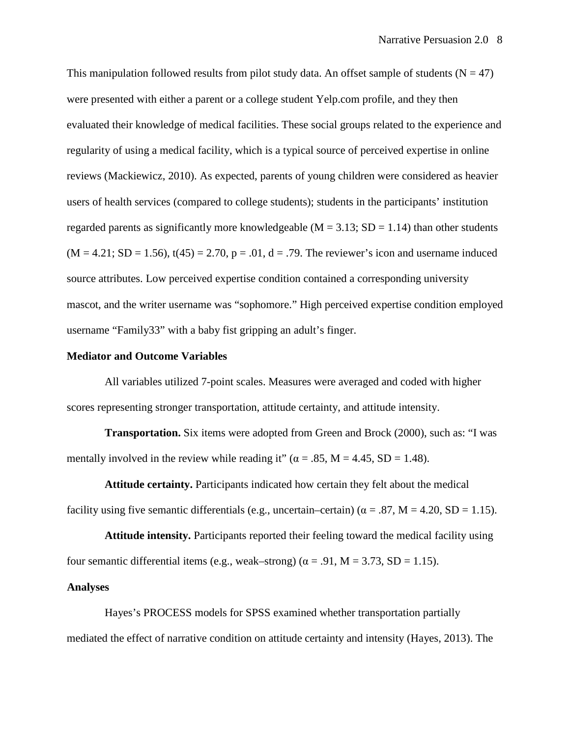This manipulation followed results from pilot study data. An offset sample of students ($N = 47$) were presented with either a parent or a college student Yelp.com profile, and they then evaluated their knowledge of medical facilities. These social groups related to the experience and regularity of using a medical facility, which is a typical source of perceived expertise in online reviews (Mackiewicz, 2010). As expected, parents of young children were considered as heavier users of health services (compared to college students); students in the participants' institution regarded parents as significantly more knowledgeable ($M = 3.13$; $SD = 1.14$) than other students ($M = 4.21$; $SD = 1.56$), $t(45) = 2.70$, $p = .01$, $d = .79$. The reviewer's icon and username induced source attributes. Low perceived expertise condition contained a corresponding university mascot, and the writer username was "sophomore." High perceived expertise condition employed username "Family33" with a baby fist gripping an adult's finger.

## Mediator and Outcome Variables

All variables utilized 7-point scales. Measures were averaged and coded with higher scores representing stronger transportation, attitude certainty, and attitude intensity.

**Transportation.** Six items were adopted from Green and Brock (2000), such as: "I was mentally involved in the review while reading it" ($\alpha = .85$, $M = 4.45$, $SD = 1.48$).

**Attitude certainty.** Participants indicated how certain they felt about the medical facility using five semantic differentials (e.g., uncertain–certain) ($\alpha = .87$, $M = 4.20$, $SD = 1.15$).

**Attitude intensity.** Participants reported their feeling toward the medical facility using four semantic differential items (e.g., weak–strong) ($\alpha = .91$, $M = 3.73$, $SD = 1.15$).

## Analyses

Hayes's PROCESS models for SPSS examined whether transportation partially mediated the effect of narrative condition on attitude certainty and intensity (Hayes, 2013). The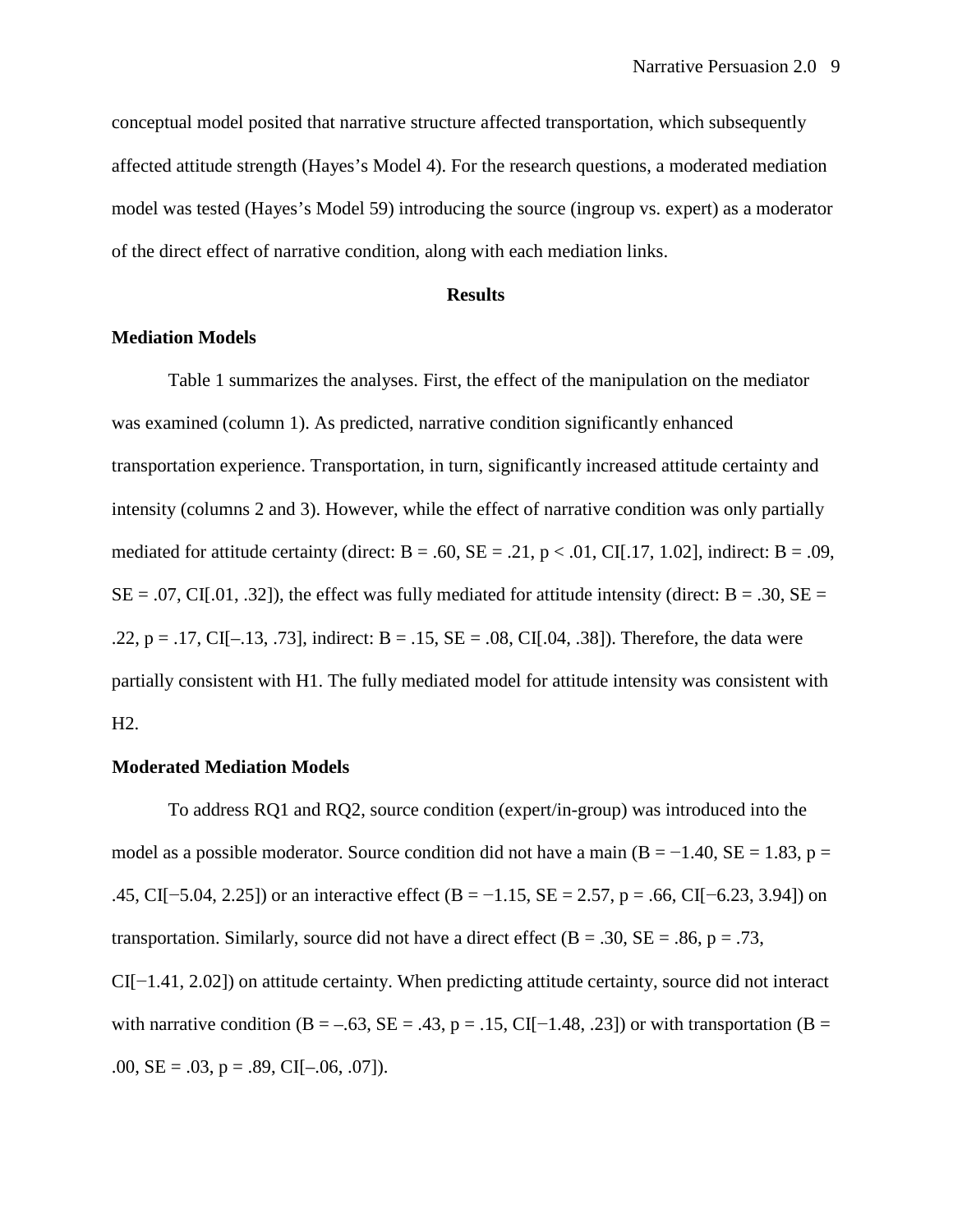conceptual model posited that narrative structure affected transportation, which subsequently affected attitude strength (Hayes's Model 4). For the research questions, a moderated mediation model was tested (Hayes's Model 59) introducing the source (ingroup vs. expert) as a moderator of the direct effect of narrative condition, along with each mediation links.

## Results

### Mediation Models

Table 1 summarizes the analyses. First, the effect of the manipulation on the mediator was examined (column 1). As predicted, narrative condition significantly enhanced transportation experience. Transportation, in turn, significantly increased attitude certainty and intensity (columns 2 and 3). However, while the effect of narrative condition was only partially mediated for attitude certainty (direct: $B = .60$, $SE = .21$, $p < .01$, CI[.17, 1.02], indirect: $B = .09$, $SE = .07$, CI[.01, .32]), the effect was fully mediated for attitude intensity (direct: $B = .30$, $SE = .22$, $p = .17$, CI[–.13, .73], indirect: $B = .15$, $SE = .08$, CI[.04, .38]). Therefore, the data were partially consistent with H1. The fully mediated model for attitude intensity was consistent with H2.

### Moderated Mediation Models

To address RQ1 and RQ2, source condition (expert/in-group) was introduced into the model as a possible moderator. Source condition did not have a main ($B = -1.40$, $SE = 1.83$, $p = .45$, CI[−5.04, 2.25]) or an interactive effect ($B = -1.15$, $SE = 2.57$, $p = .66$, CI[−6.23, 3.94]) on transportation. Similarly, source did not have a direct effect ($B = .30$, $SE = .86$, $p = .73$, CI[−1.41, 2.02]) on attitude certainty. When predicting attitude certainty, source did not interact with narrative condition ($B = –.63$, $SE = .43$, $p = .15$, CI[−1.48, .23]) or with transportation ($B = .00$, $SE = .03$, $p = .89$, CI[–.06, .07]).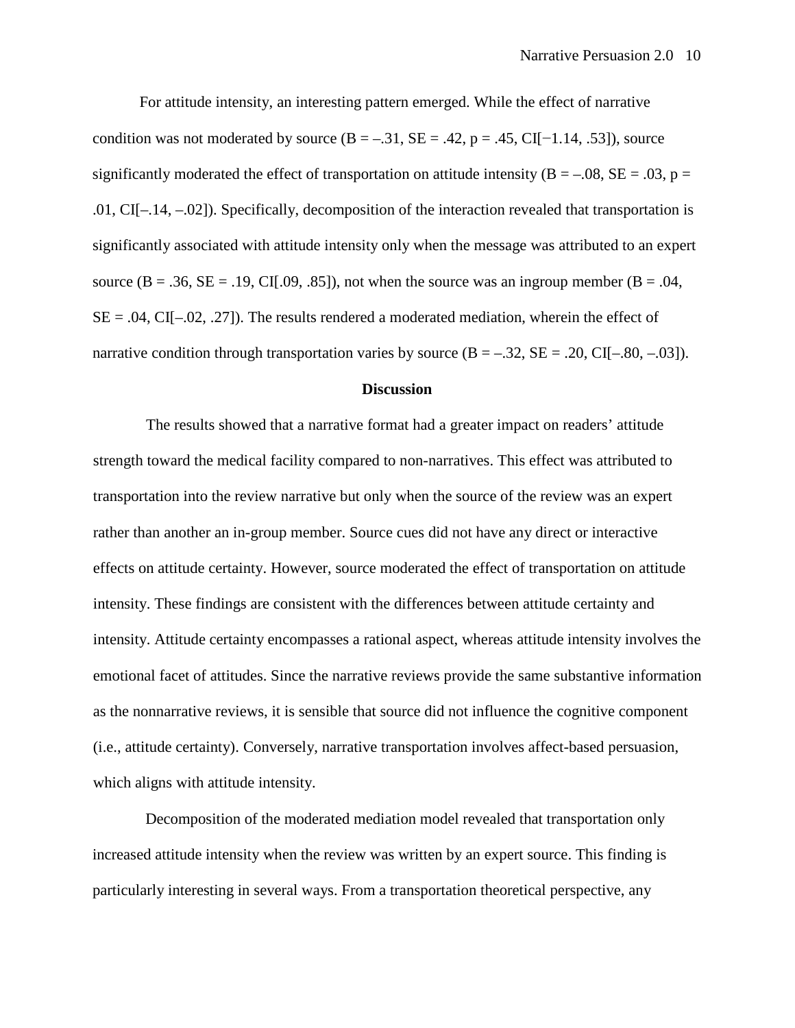For attitude intensity, an interesting pattern emerged. While the effect of narrative condition was not moderated by source ($B = -.31$, $SE = .42$, $p = .45$, CI[−1.14, .53]), source significantly moderated the effect of transportation on attitude intensity ($B = -.08$, $SE = .03$, $p = .01$, CI[–.14, –.02]). Specifically, decomposition of the interaction revealed that transportation is significantly associated with attitude intensity only when the message was attributed to an expert source ($B = .36$, $SE = .19$, CI[.09, .85]), not when the source was an ingroup member ($B = .04$, $SE = .04$, CI[–.02, .27]). The results rendered a moderated mediation, wherein the effect of narrative condition through transportation varies by source ($B = -.32$, $SE = .20$, CI[–.80, –.03]).

## Discussion

The results showed that a narrative format had a greater impact on readers' attitude strength toward the medical facility compared to non-narratives. This effect was attributed to transportation into the review narrative but only when the source of the review was an expert rather than another an in-group member. Source cues did not have any direct or interactive effects on attitude certainty. However, source moderated the effect of transportation on attitude intensity. These findings are consistent with the differences between attitude certainty and intensity. Attitude certainty encompasses a rational aspect, whereas attitude intensity involves the emotional facet of attitudes. Since the narrative reviews provide the same substantive information as the nonnarrative reviews, it is sensible that source did not influence the cognitive component (i.e., attitude certainty). Conversely, narrative transportation involves affect-based persuasion, which aligns with attitude intensity.

Decomposition of the moderated mediation model revealed that transportation only increased attitude intensity when the review was written by an expert source. This finding is particularly interesting in several ways. From a transportation theoretical perspective, any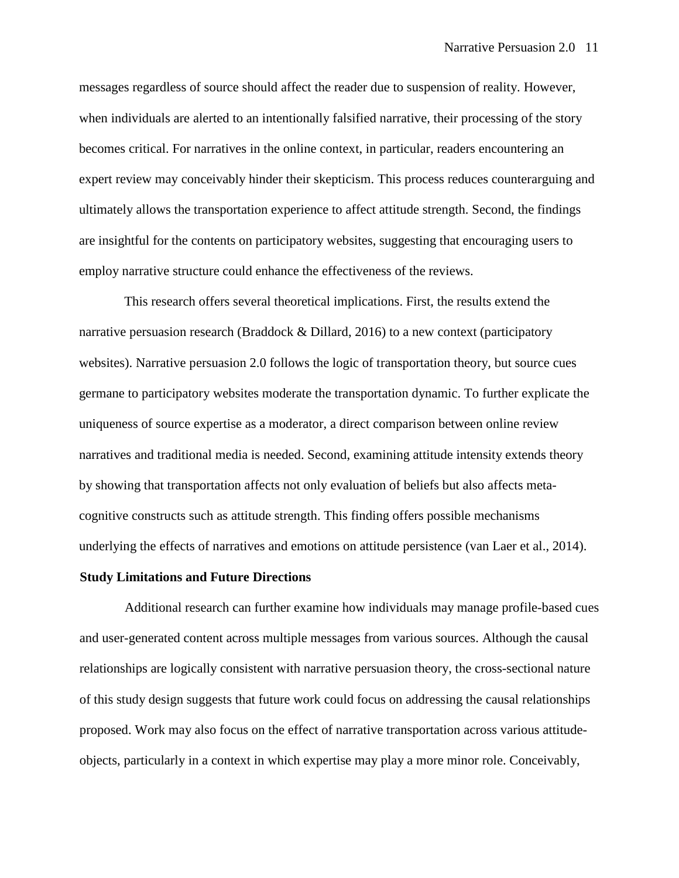messages regardless of source should affect the reader due to suspension of reality. However, when individuals are alerted to an intentionally falsified narrative, their processing of the story becomes critical. For narratives in the online context, in particular, readers encountering an expert review may conceivably hinder their skepticism. This process reduces counterarguing and ultimately allows the transportation experience to affect attitude strength. Second, the findings are insightful for the contents on participatory websites, suggesting that encouraging users to employ narrative structure could enhance the effectiveness of the reviews.

This research offers several theoretical implications. First, the results extend the narrative persuasion research (Braddock & Dillard, 2016) to a new context (participatory websites). Narrative persuasion 2.0 follows the logic of transportation theory, but source cues germane to participatory websites moderate the transportation dynamic. To further explicate the uniqueness of source expertise as a moderator, a direct comparison between online review narratives and traditional media is needed. Second, examining attitude intensity extends theory by showing that transportation affects not only evaluation of beliefs but also affects meta-cognitive constructs such as attitude strength. This finding offers possible mechanisms underlying the effects of narratives and emotions on attitude persistence (van Laer et al., 2014).

## Study Limitations and Future Directions

Additional research can further examine how individuals may manage profile-based cues and user-generated content across multiple messages from various sources. Although the causal relationships are logically consistent with narrative persuasion theory, the cross-sectional nature of this study design suggests that future work could focus on addressing the causal relationships proposed. Work may also focus on the effect of narrative transportation across various attitude-objects, particularly in a context in which expertise may play a more minor role. Conceivably,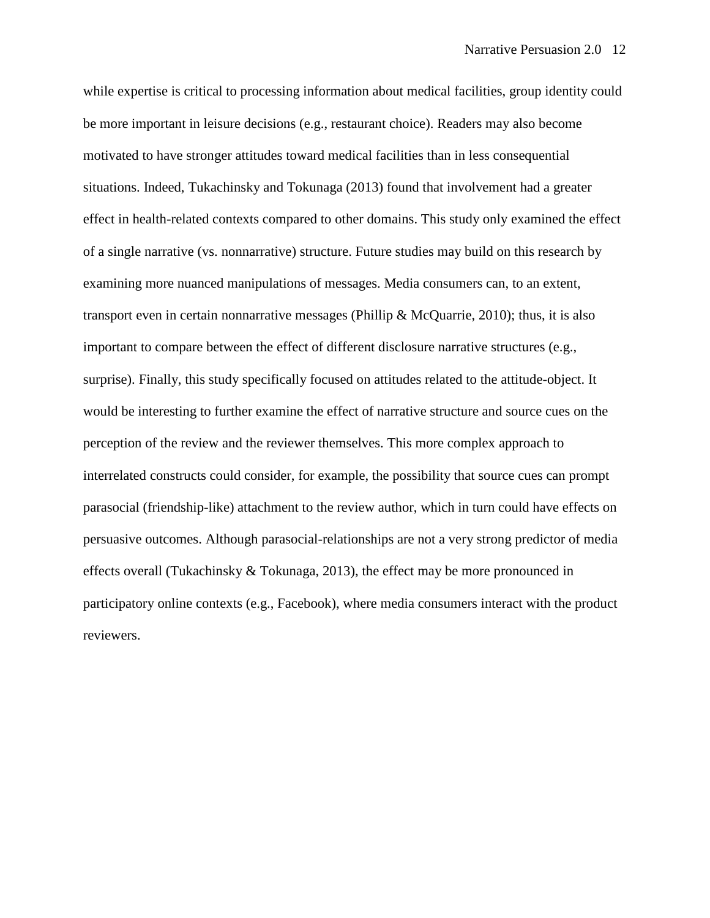while expertise is critical to processing information about medical facilities, group identity could be more important in leisure decisions (e.g., restaurant choice). Readers may also become motivated to have stronger attitudes toward medical facilities than in less consequential situations. Indeed, Tukachinsky and Tokunaga (2013) found that involvement had a greater effect in health-related contexts compared to other domains. This study only examined the effect of a single narrative (vs. nonnarrative) structure. Future studies may build on this research by examining more nuanced manipulations of messages. Media consumers can, to an extent, transport even in certain nonnarrative messages (Phillip & McQuarrie, 2010); thus, it is also important to compare between the effect of different disclosure narrative structures (e.g., surprise). Finally, this study specifically focused on attitudes related to the attitude-object. It would be interesting to further examine the effect of narrative structure and source cues on the perception of the review and the reviewer themselves. This more complex approach to interrelated constructs could consider, for example, the possibility that source cues can prompt parasocial (friendship-like) attachment to the review author, which in turn could have effects on persuasive outcomes. Although parasocial-relationships are not a very strong predictor of media effects overall (Tukachinsky & Tokunaga, 2013), the effect may be more pronounced in participatory online contexts (e.g., Facebook), where media consumers interact with the product reviewers.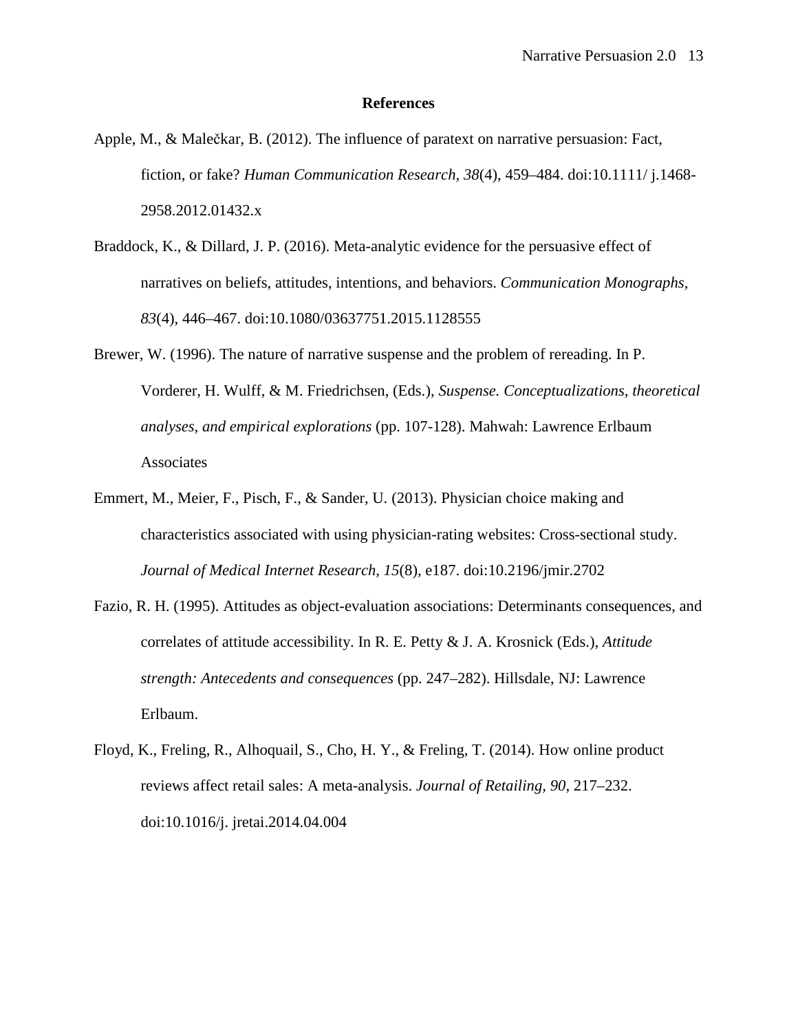## References

Apple, M., & Malečkar, B. (2012). The influence of paratext on narrative persuasion: Fact, fiction, or fake? *Human Communication Research, 38*(4), 459–484. doi:10.1111/ j.1468-2958.2012.01432.x

Braddock, K., & Dillard, J. P. (2016). Meta-analytic evidence for the persuasive effect of narratives on beliefs, attitudes, intentions, and behaviors. *Communication Monographs, 83*(4), 446–467. doi:10.1080/03637751.2015.1128555

Brewer, W. (1996). The nature of narrative suspense and the problem of rereading. In P. Vorderer, H. Wulff, & M. Friedrichsen, (Eds.), *Suspense. Conceptualizations, theoretical analyses, and empirical explorations* (pp. 107-128). Mahwah: Lawrence Erlbaum Associates

Emmert, M., Meier, F., Pisch, F., & Sander, U. (2013). Physician choice making and characteristics associated with using physician-rating websites: Cross-sectional study. *Journal of Medical Internet Research, 15*(8), e187. doi:10.2196/jmir.2702

Fazio, R. H. (1995). Attitudes as object-evaluation associations: Determinants consequences, and correlates of attitude accessibility. In R. E. Petty & J. A. Krosnick (Eds.), *Attitude strength: Antecedents and consequences* (pp. 247–282). Hillsdale, NJ: Lawrence Erlbaum.

Floyd, K., Freling, R., Alhoquail, S., Cho, H. Y., & Freling, T. (2014). How online product reviews affect retail sales: A meta-analysis. *Journal of Retailing, 90*, 217–232. doi:10.1016/j. jretai.2014.04.004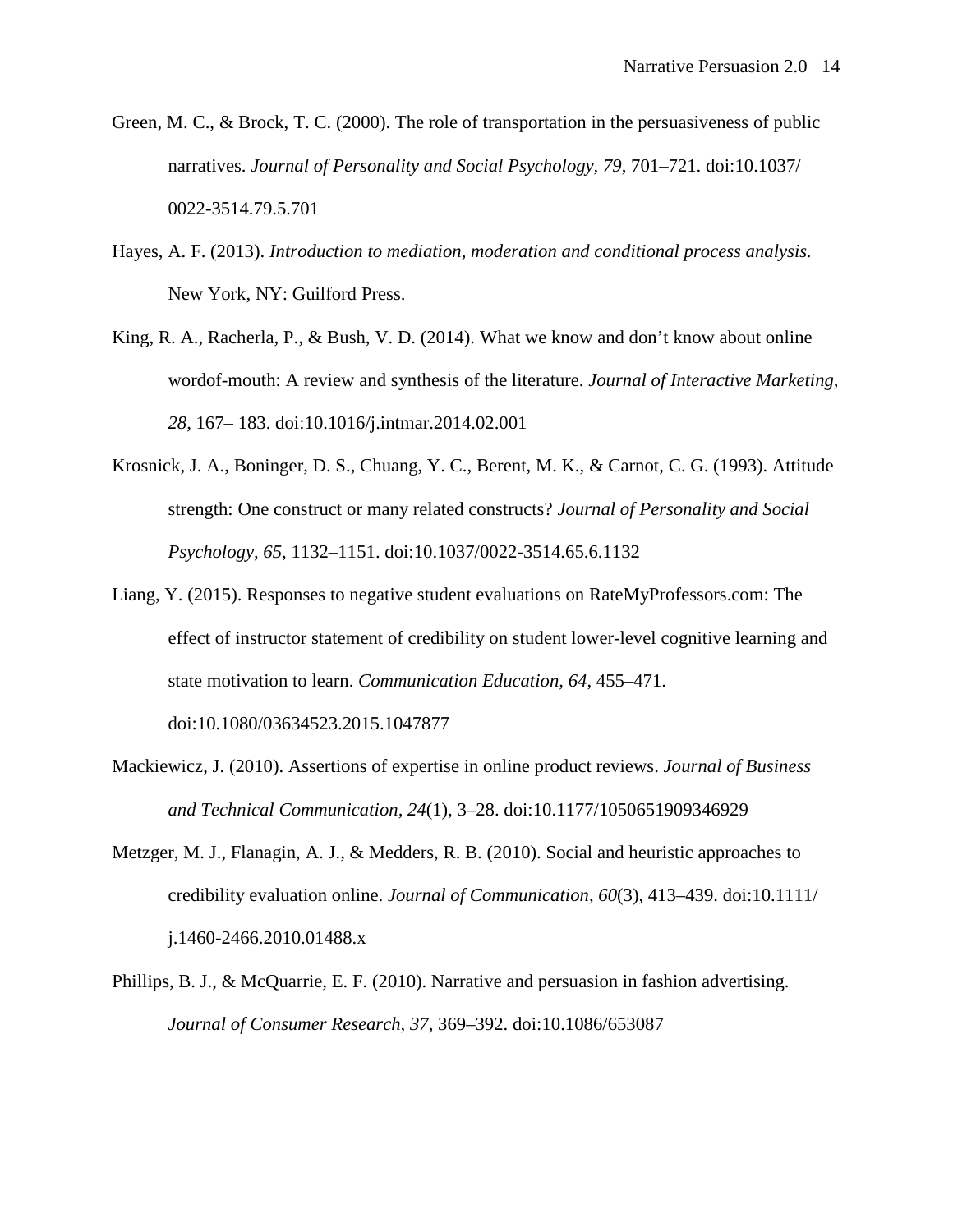Green, M. C., & Brock, T. C. (2000). The role of transportation in the persuasiveness of public narratives. *Journal of Personality and Social Psychology, 79*, 701–721. doi:10.1037/0022-3514.79.5.701

Hayes, A. F. (2013). *Introduction to mediation, moderation and conditional process analysis.* New York, NY: Guilford Press.

King, R. A., Racherla, P., & Bush, V. D. (2014). What we know and don't know about online wordof-mouth: A review and synthesis of the literature. *Journal of Interactive Marketing, 28,* 167– 183. doi:10.1016/j.intmar.2014.02.001

Krosnick, J. A., Boninger, D. S., Chuang, Y. C., Berent, M. K., & Carnot, C. G. (1993). Attitude strength: One construct or many related constructs? *Journal of Personality and Social Psychology*, *65*, 1132–1151. doi:10.1037/0022-3514.65.6.1132

Liang, Y. (2015). Responses to negative student evaluations on RateMyProfessors.com: The effect of instructor statement of credibility on student lower-level cognitive learning and state motivation to learn. *Communication Education, 64*, 455–471. doi:10.1080/03634523.2015.1047877

Mackiewicz, J. (2010). Assertions of expertise in online product reviews. *Journal of Business and Technical Communication, 24*(1), 3–28. doi:10.1177/1050651909346929

Metzger, M. J., Flanagin, A. J., & Medders, R. B. (2010). Social and heuristic approaches to credibility evaluation online. *Journal of Communication, 60*(3), 413–439. doi:10.1111/j.1460-2466.2010.01488.x

Phillips, B. J., & McQuarrie, E. F. (2010). Narrative and persuasion in fashion advertising. *Journal of Consumer Research, 37*, 369–392. doi:10.1086/653087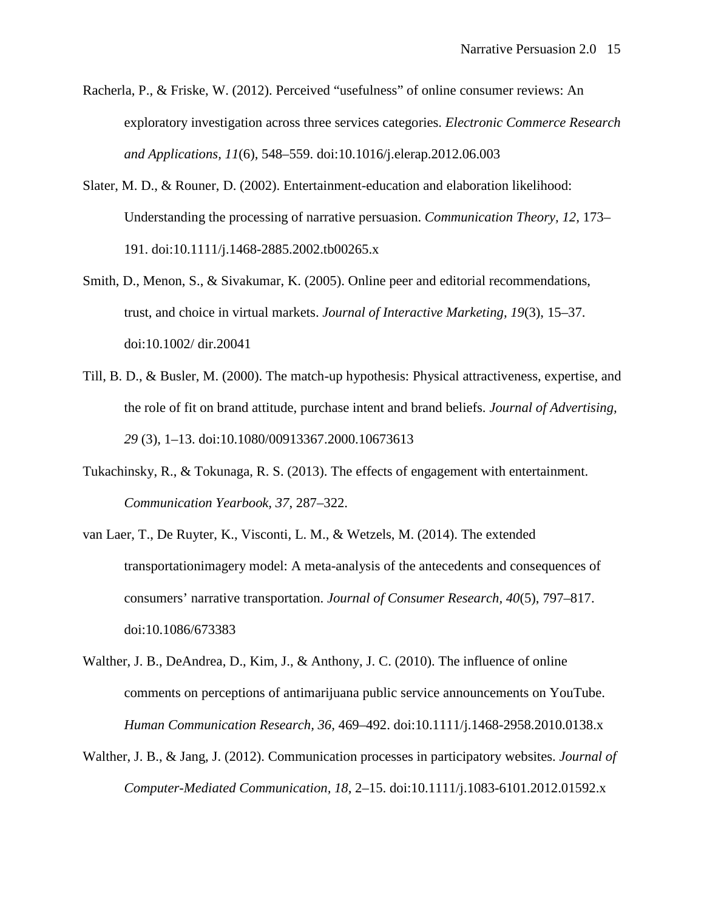Racherla, P., & Friske, W. (2012). Perceived “usefulness” of online consumer reviews: An exploratory investigation across three services categories. *Electronic Commerce Research and Applications, 11*(6), 548–559. doi:10.1016/j.elerap.2012.06.003

Slater, M. D., & Rouner, D. (2002). Entertainment-education and elaboration likelihood: Understanding the processing of narrative persuasion. *Communication Theory, 12,* 173–191. doi:10.1111/j.1468-2885.2002.tb00265.x

Smith, D., Menon, S., & Sivakumar, K. (2005). Online peer and editorial recommendations, trust, and choice in virtual markets. *Journal of Interactive Marketing, 19*(3), 15–37. doi:10.1002/ dir.20041

Till, B. D., & Busler, M. (2000). The match-up hypothesis: Physical attractiveness, expertise, and the role of fit on brand attitude, purchase intent and brand beliefs. *Journal of Advertising, 29* (3), 1–13. doi:10.1080/00913367.2000.10673613

Tukachinsky, R., & Tokunaga, R. S. (2013). The effects of engagement with entertainment. *Communication Yearbook, 37*, 287–322.

van Laer, T., De Ruyter, K., Visconti, L. M., & Wetzels, M. (2014). The extended transportationimagery model: A meta-analysis of the antecedents and consequences of consumers’ narrative transportation. *Journal of Consumer Research, 40*(5), 797–817. doi:10.1086/673383

Walther, J. B., DeAndrea, D., Kim, J., & Anthony, J. C. (2010). The influence of online comments on perceptions of antimarijuana public service announcements on YouTube. *Human Communication Research, 36*, 469–492. doi:10.1111/j.1468-2958.2010.0138.x

Walther, J. B., & Jang, J. (2012). Communication processes in participatory websites. *Journal of Computer-Mediated Communication, 18*, 2–15. doi:10.1111/j.1083-6101.2012.01592.x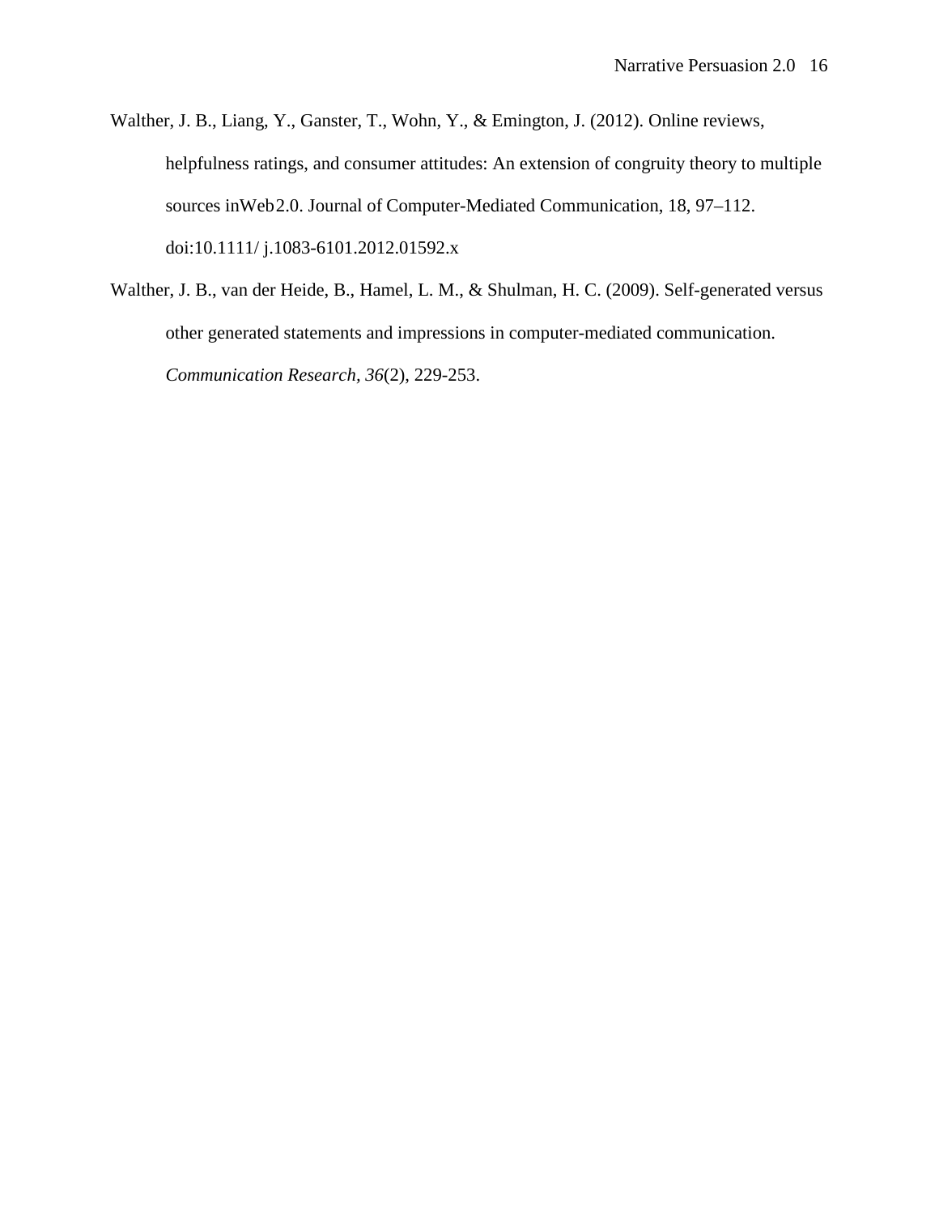Walther, J. B., Liang, Y., Ganster, T., Wohn, Y., & Emington, J. (2012). Online reviews, helpfulness ratings, and consumer attitudes: An extension of congruity theory to multiple sources inWeb2.0. Journal of Computer-Mediated Communication, 18, 97–112. doi:10.1111/ j.1083-6101.2012.01592.x

Walther, J. B., van der Heide, B., Hamel, L. M., & Shulman, H. C. (2009). Self-generated versus other generated statements and impressions in computer-mediated communication. *Communication Research*, *36*(2), 229-253.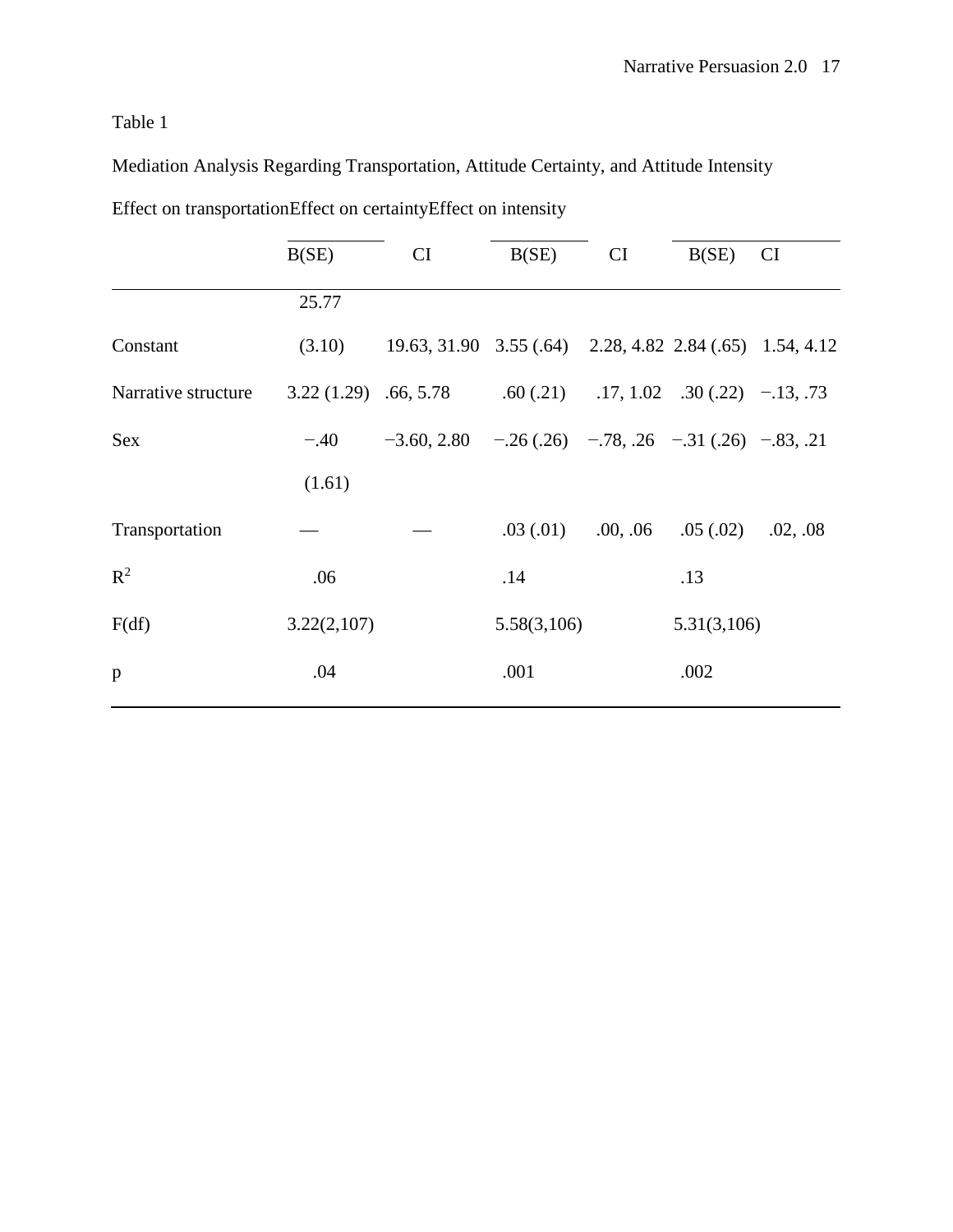Table 1

Mediation Analysis Regarding Transportation, Attitude Certainty, and Attitude Intensity

| | Effect on transportation | | Effect on certainty | | Effect on intensity | |
|---|---|---|---|---|---|---|
| | B(SE) | CI | B(SE) | CI | B(SE) | CI |
| Constant | 25.77 (3.10) | 19.63, 31.90 | 3.55 (.64) | 2.28, 4.82 | 2.84 (.65) | 1.54, 4.12 |
| Narrative structure | 3.22 (1.29) | .66, 5.78 | .60 (.21) | .17, 1.02 | .30 (.22) | −.13, .73 |
| Sex | −.40 (1.61) | −3.60, 2.80 | −.26 (.26) | −.78, .26 | −.31 (.26) | −.83, .21 |
| Transportation | — | — | .03 (.01) | .00, .06 | .05 (.02) | .02, .08 |
| $R^2$ | .06 | | .14 | | .13 | |
| F(df) | 3.22(2,107) | | 5.58(3,106) | | 5.31(3,106) | |
| p | .04 | | .001 | | .002 | |